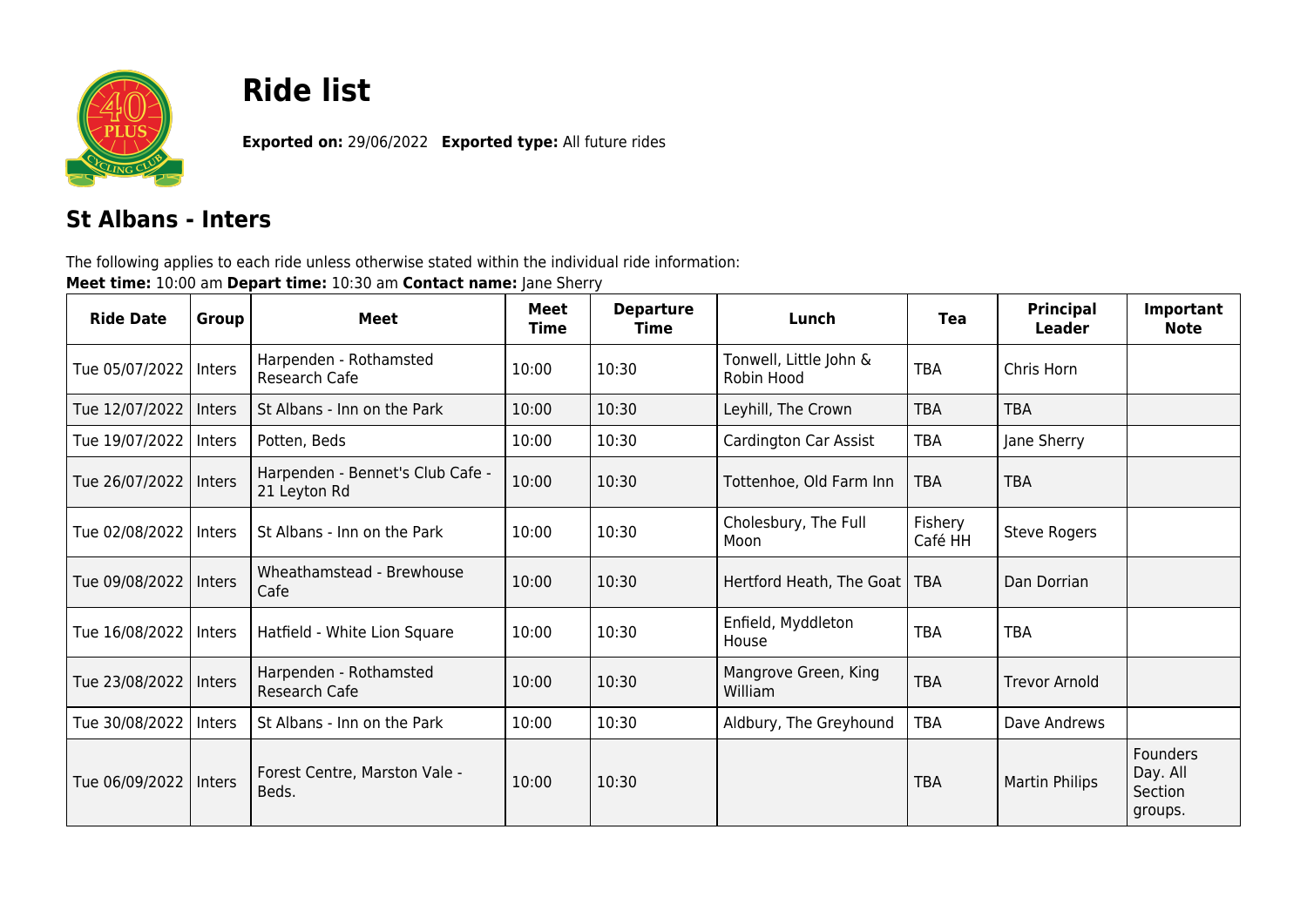# Ride list

**Exported on:** 29/06/2022 **Exported type:** All future rides

## St Albans - Inters

The following applies to each ride unless otherwise stated within the individual ride information:
**Meet time:** 10:00 am **Depart time:** 10:30 am **Contact name:** Jane Sherry

| Ride Date | Group | Meet | Meet Time | Departure Time | Lunch | Tea | Principal Leader | Important Note |
|---|---|---|---|---|---|---|---|---|
| Tue 05/07/2022 | Inters | Harpenden - Rothamsted Research Cafe | 10:00 | 10:30 | Tonwell, Little John & Robin Hood | TBA | Chris Horn | |
| Tue 12/07/2022 | Inters | St Albans - Inn on the Park | 10:00 | 10:30 | Leyhill, The Crown | TBA | TBA | |
| Tue 19/07/2022 | Inters | Potten, Beds | 10:00 | 10:30 | Cardington Car Assist | TBA | Jane Sherry | |
| Tue 26/07/2022 | Inters | Harpenden - Bennet's Club Cafe - 21 Leyton Rd | 10:00 | 10:30 | Tottenhoe, Old Farm Inn | TBA | TBA | |
| Tue 02/08/2022 | Inters | St Albans - Inn on the Park | 10:00 | 10:30 | Cholesbury, The Full Moon | Fishery Café HH | Steve Rogers | |
| Tue 09/08/2022 | Inters | Wheathamstead - Brewhouse Cafe | 10:00 | 10:30 | Hertford Heath, The Goat | TBA | Dan Dorrian | |
| Tue 16/08/2022 | Inters | Hatfield - White Lion Square | 10:00 | 10:30 | Enfield, Myddleton House | TBA | TBA | |
| Tue 23/08/2022 | Inters | Harpenden - Rothamsted Research Cafe | 10:00 | 10:30 | Mangrove Green, King William | TBA | Trevor Arnold | |
| Tue 30/08/2022 | Inters | St Albans - Inn on the Park | 10:00 | 10:30 | Aldbury, The Greyhound | TBA | Dave Andrews | |
| Tue 06/09/2022 | Inters | Forest Centre, Marston Vale - Beds. | 10:00 | 10:30 | | TBA | Martin Philips | Founders Day. All Section groups. |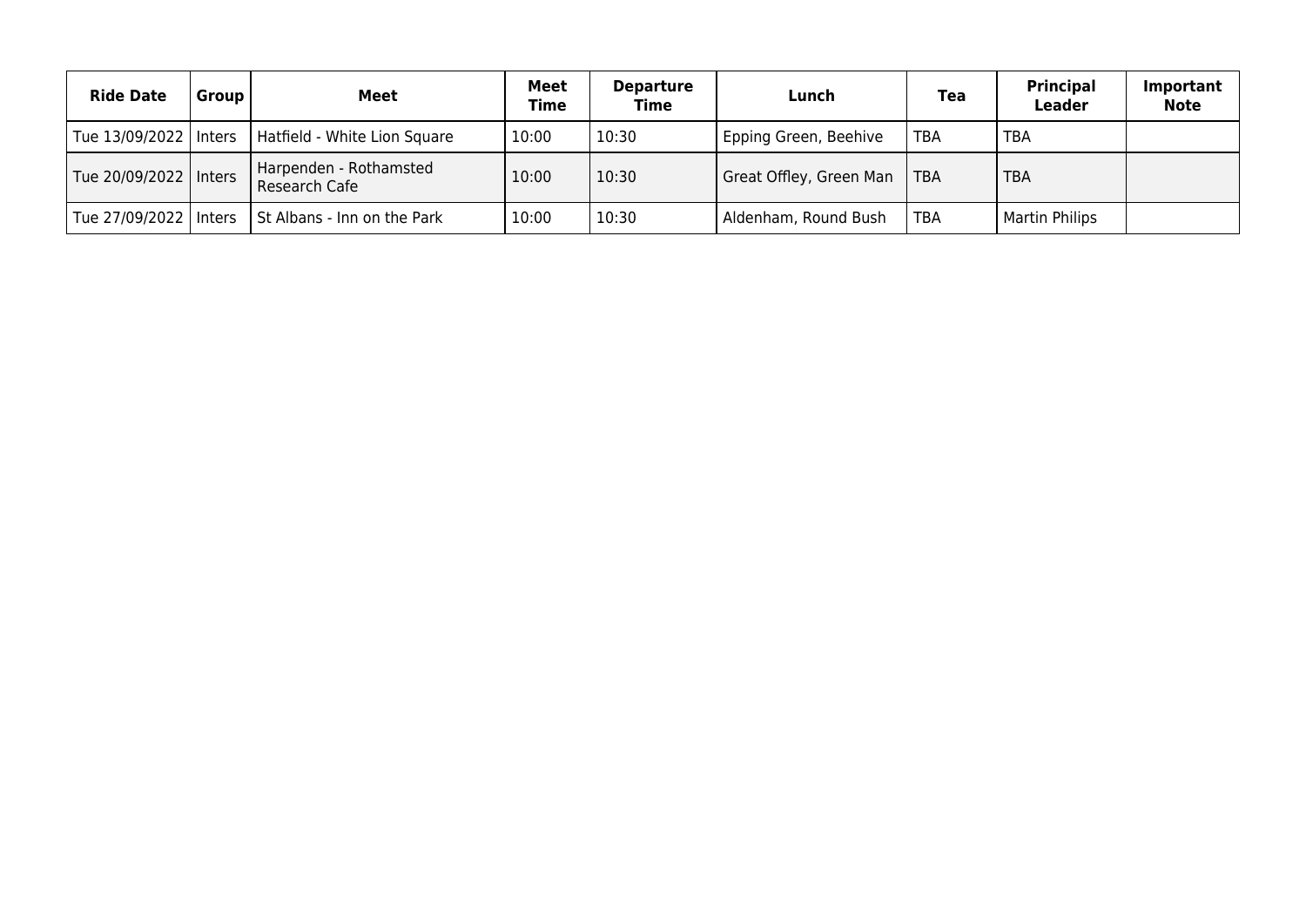| Ride Date | Group | Meet | Meet Time | Departure Time | Lunch | Tea | Principal Leader | Important Note |
|---|---|---|---|---|---|---|---|---|
| Tue 13/09/2022 | Inters | Hatfield - White Lion Square | 10:00 | 10:30 | Epping Green, Beehive | TBA | TBA | |
| Tue 20/09/2022 | Inters | Harpenden - Rothamsted Research Cafe | 10:00 | 10:30 | Great Offley, Green Man | TBA | TBA | |
| Tue 27/09/2022 | Inters | St Albans - Inn on the Park | 10:00 | 10:30 | Aldenham, Round Bush | TBA | Martin Philips | |